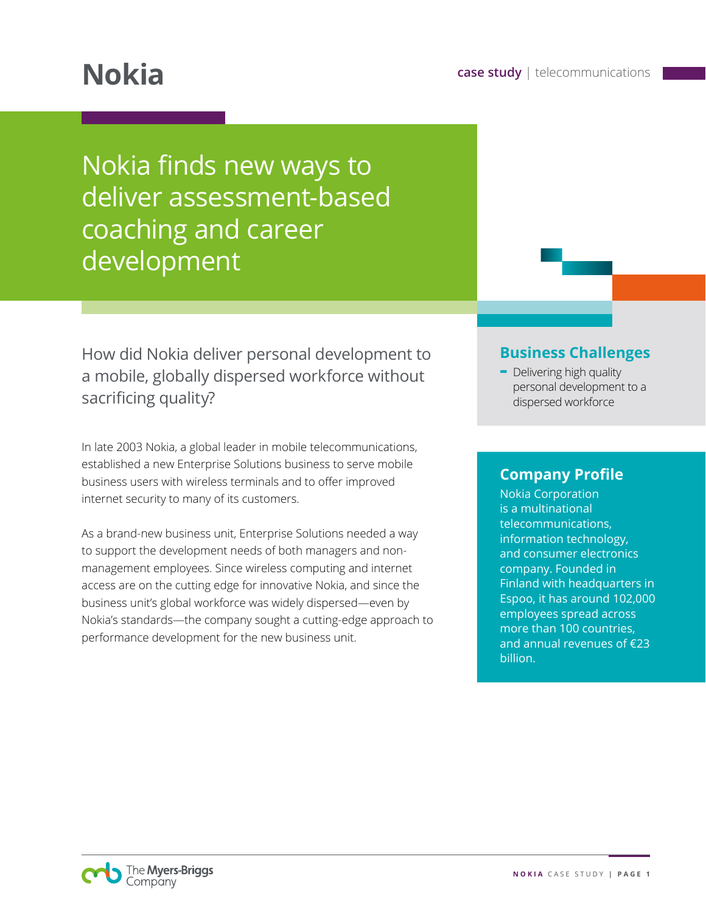# Nokia

case study | telecommunications

## Nokia finds new ways to deliver assessment-based coaching and career development

How did Nokia deliver personal development to a mobile, globally dispersed workforce without sacrificing quality?

In late 2003 Nokia, a global leader in mobile telecommunications, established a new Enterprise Solutions business to serve mobile business users with wireless terminals and to offer improved internet security to many of its customers.

As a brand-new business unit, Enterprise Solutions needed a way to support the development needs of both managers and non-management employees. Since wireless computing and internet access are on the cutting edge for innovative Nokia, and since the business unit's global workforce was widely dispersed—even by Nokia's standards—the company sought a cutting-edge approach to performance development for the new business unit.

### Business Challenges

- Delivering high quality personal development to a dispersed workforce

### Company Profile

Nokia Corporation is a multinational telecommunications, information technology, and consumer electronics company. Founded in Finland with headquarters in Espoo, it has around 102,000 employees spread across more than 100 countries, and annual revenues of €23 billion.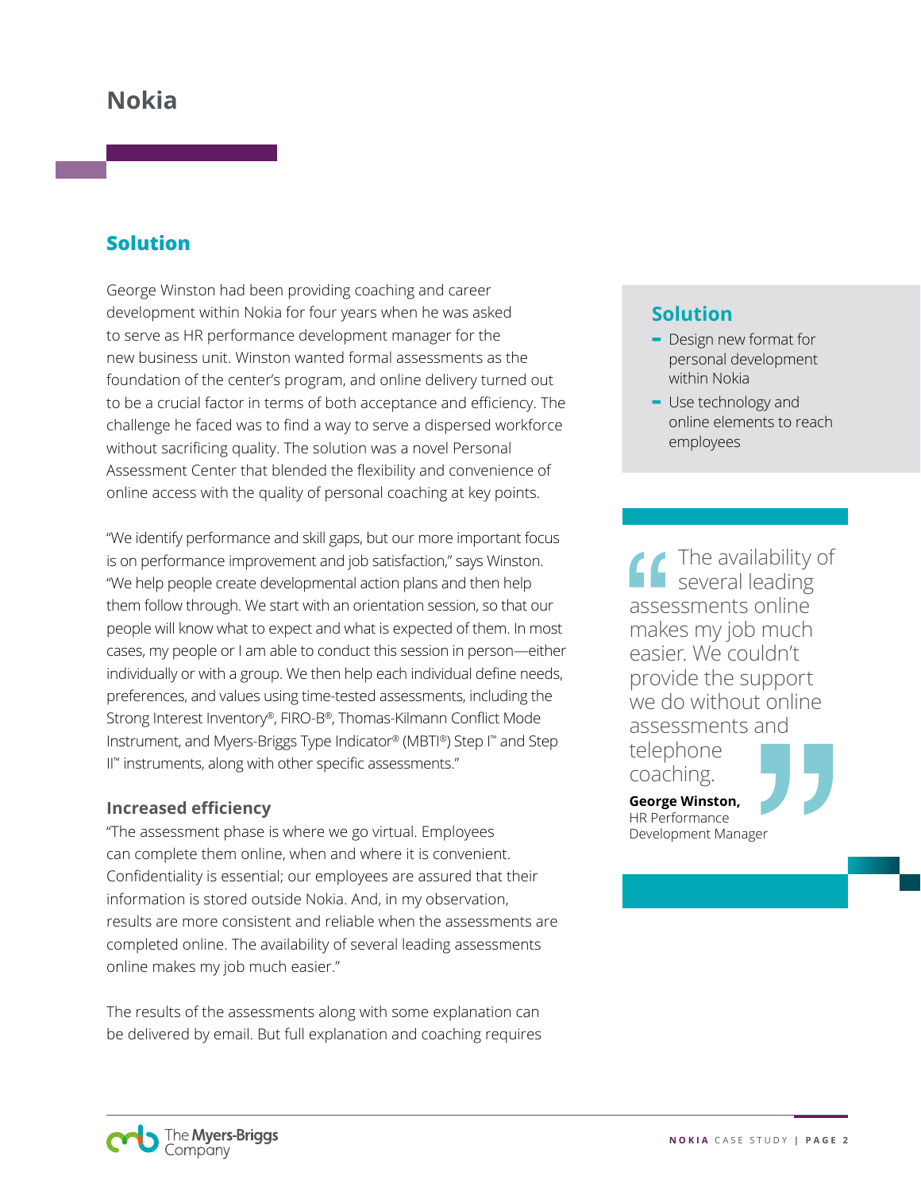# Nokia

## Solution

George Winston had been providing coaching and career development within Nokia for four years when he was asked to serve as HR performance development manager for the new business unit. Winston wanted formal assessments as the foundation of the center's program, and online delivery turned out to be a crucial factor in terms of both acceptance and efficiency. The challenge he faced was to find a way to serve a dispersed workforce without sacrificing quality. The solution was a novel Personal Assessment Center that blended the flexibility and convenience of online access with the quality of personal coaching at key points.

"We identify performance and skill gaps, but our more important focus is on performance improvement and job satisfaction," says Winston. "We help people create developmental action plans and then help them follow through. We start with an orientation session, so that our people will know what to expect and what is expected of them. In most cases, my people or I am able to conduct this session in person—either individually or with a group. We then help each individual define needs, preferences, and values using time-tested assessments, including the Strong Interest Inventory®, FIRO-B®, Thomas-Kilmann Conflict Mode Instrument, and Myers-Briggs Type Indicator® (MBTI®) Step I™ and Step II™ instruments, along with other specific assessments."

### Increased efficiency

"The assessment phase is where we go virtual. Employees can complete them online, when and where it is convenient. Confidentiality is essential; our employees are assured that their information is stored outside Nokia. And, in my observation, results are more consistent and reliable when the assessments are completed online. The availability of several leading assessments online makes my job much easier."

The results of the assessments along with some explanation can be delivered by email. But full explanation and coaching requires

### Solution

- Design new format for personal development within Nokia
- Use technology and online elements to reach employees

> "The availability of several leading assessments online makes my job much easier. We couldn't provide the support we do without online assessments and telephone coaching."
>
> **George Winston,** HR Performance Development Manager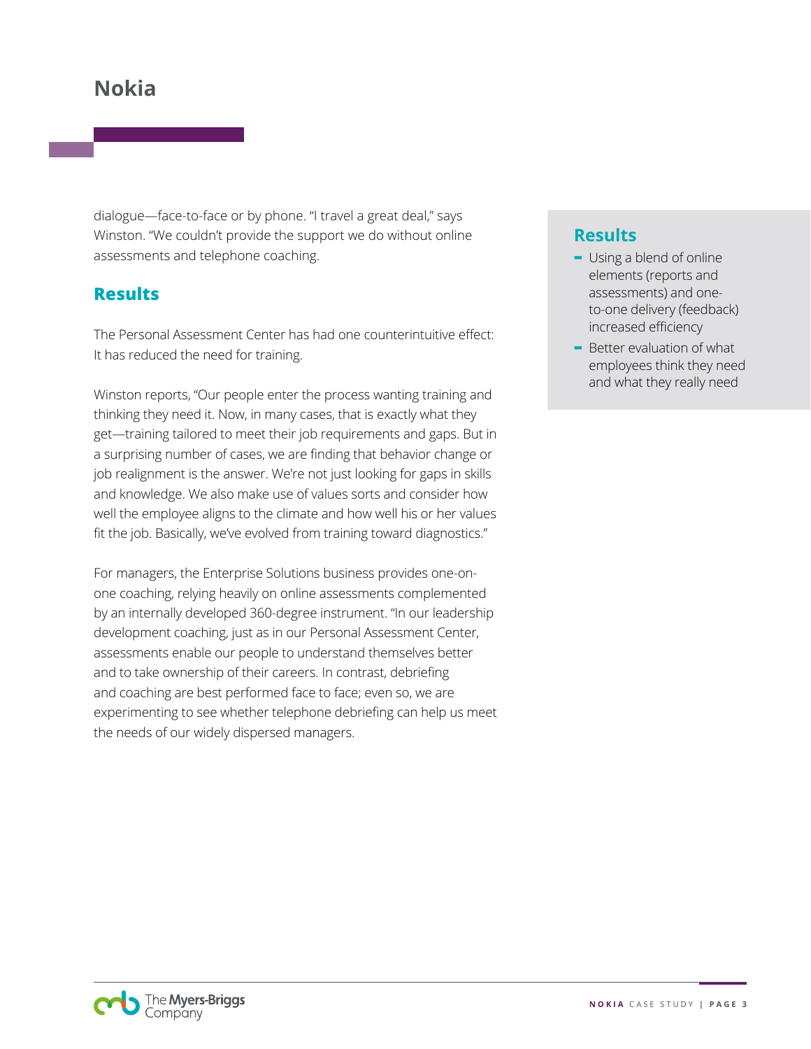dialogue—face-to-face or by phone. "I travel a great deal," says Winston. "We couldn't provide the support we do without online assessments and telephone coaching.

## Results

The Personal Assessment Center has had one counterintuitive effect: It has reduced the need for training.

Winston reports, "Our people enter the process wanting training and thinking they need it. Now, in many cases, that is exactly what they get—training tailored to meet their job requirements and gaps. But in a surprising number of cases, we are finding that behavior change or job realignment is the answer. We're not just looking for gaps in skills and knowledge. We also make use of values sorts and consider how well the employee aligns to the climate and how well his or her values fit the job. Basically, we've evolved from training toward diagnostics."

For managers, the Enterprise Solutions business provides one-on-one coaching, relying heavily on online assessments complemented by an internally developed 360-degree instrument. "In our leadership development coaching, just as in our Personal Assessment Center, assessments enable our people to understand themselves better and to take ownership of their careers. In contrast, debriefing and coaching are best performed face to face; even so, we are experimenting to see whether telephone debriefing can help us meet the needs of our widely dispersed managers.

### Results

- Using a blend of online elements (reports and assessments) and one-to-one delivery (feedback) increased efficiency
- Better evaluation of what employees think they need and what they really need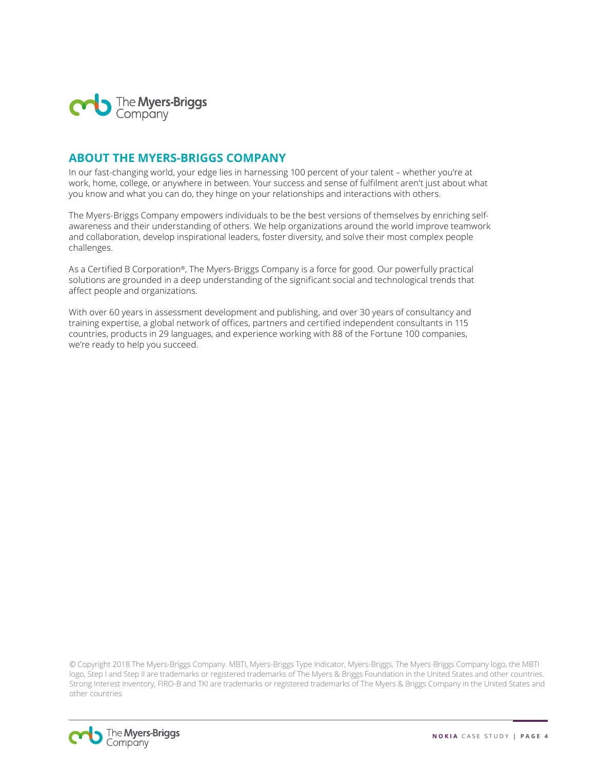## ABOUT THE MYERS-BRIGGS COMPANY

In our fast-changing world, your edge lies in harnessing 100 percent of your talent – whether you're at work, home, college, or anywhere in between. Your success and sense of fulfilment aren't just about what you know and what you can do, they hinge on your relationships and interactions with others.

The Myers-Briggs Company empowers individuals to be the best versions of themselves by enriching self-awareness and their understanding of others. We help organizations around the world improve teamwork and collaboration, develop inspirational leaders, foster diversity, and solve their most complex people challenges.

As a Certified B Corporation®, The Myers-Briggs Company is a force for good. Our powerfully practical solutions are grounded in a deep understanding of the significant social and technological trends that affect people and organizations.

With over 60 years in assessment development and publishing, and over 30 years of consultancy and training expertise, a global network of offices, partners and certified independent consultants in 115 countries, products in 29 languages, and experience working with 88 of the Fortune 100 companies, we're ready to help you succeed.

© Copyright 2018 The Myers-Briggs Company. MBTI, Myers-Briggs Type Indicator, Myers-Briggs, The Myers-Briggs Company logo, the MBTI logo, Step I and Step II are trademarks or registered trademarks of The Myers & Briggs Foundation in the United States and other countries. Strong Interest Inventory, FIRO-B and TKI are trademarks or registered trademarks of The Myers & Briggs Company in the United States and other countries